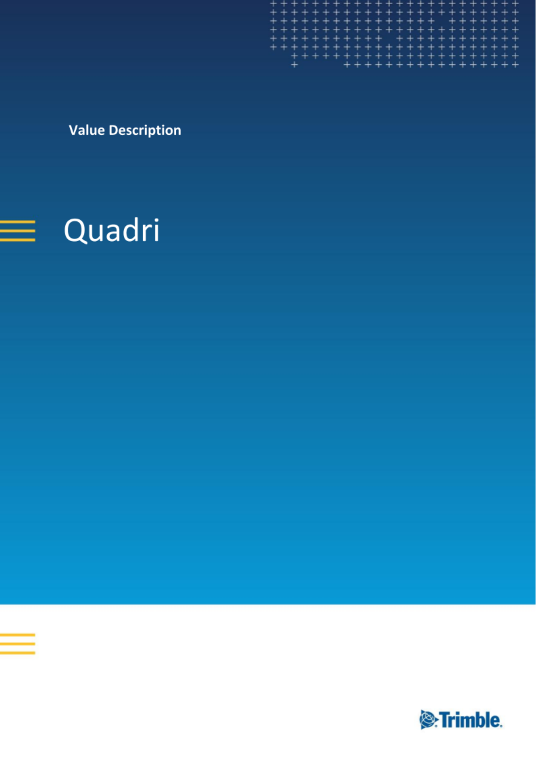Value Description

# Quadri

Trimble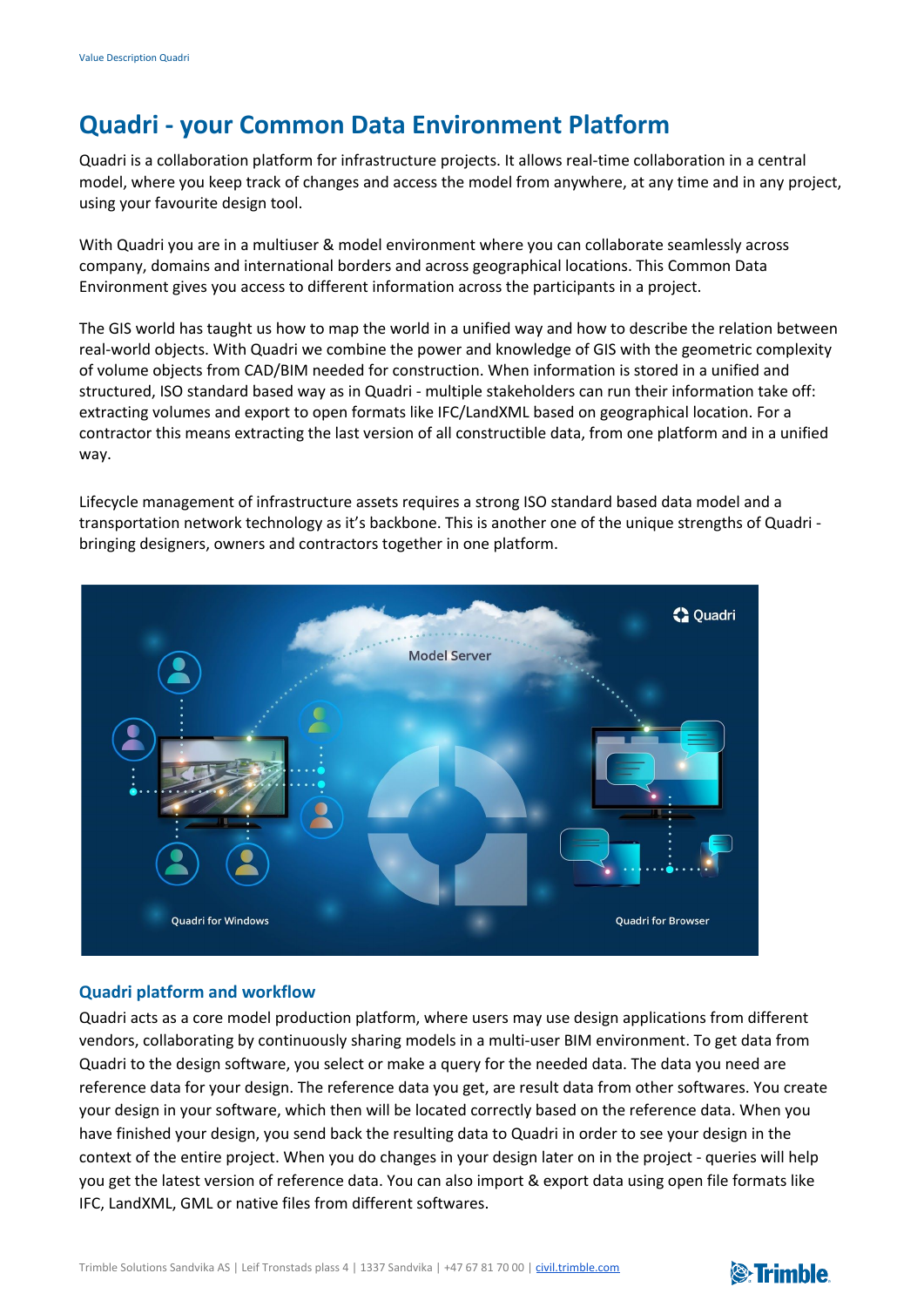# Quadri - your Common Data Environment Platform

Quadri is a collaboration platform for infrastructure projects. It allows real-time collaboration in a central model, where you keep track of changes and access the model from anywhere, at any time and in any project, using your favourite design tool.

With Quadri you are in a multiuser & model environment where you can collaborate seamlessly across company, domains and international borders and across geographical locations. This Common Data Environment gives you access to different information across the participants in a project.

The GIS world has taught us how to map the world in a unified way and how to describe the relation between real-world objects. With Quadri we combine the power and knowledge of GIS with the geometric complexity of volume objects from CAD/BIM needed for construction. When information is stored in a unified and structured, ISO standard based way as in Quadri - multiple stakeholders can run their information take off: extracting volumes and export to open formats like IFC/LandXML based on geographical location. For a contractor this means extracting the last version of all constructible data, from one platform and in a unified way.

Lifecycle management of infrastructure assets requires a strong ISO standard based data model and a transportation network technology as it's backbone. This is another one of the unique strengths of Quadri - bringing designers, owners and contractors together in one platform.

Quadri

Model Server

Quadri for Windows

Quadri for Browser

## Quadri platform and workflow

Quadri acts as a core model production platform, where users may use design applications from different vendors, collaborating by continuously sharing models in a multi-user BIM environment. To get data from Quadri to the design software, you select or make a query for the needed data. The data you need are reference data for your design. The reference data you get, are result data from other softwares. You create your design in your software, which then will be located correctly based on the reference data. When you have finished your design, you send back the resulting data to Quadri in order to see your design in the context of the entire project. When you do changes in your design later on in the project - queries will help you get the latest version of reference data. You can also import & export data using open file formats like IFC, LandXML, GML or native files from different softwares.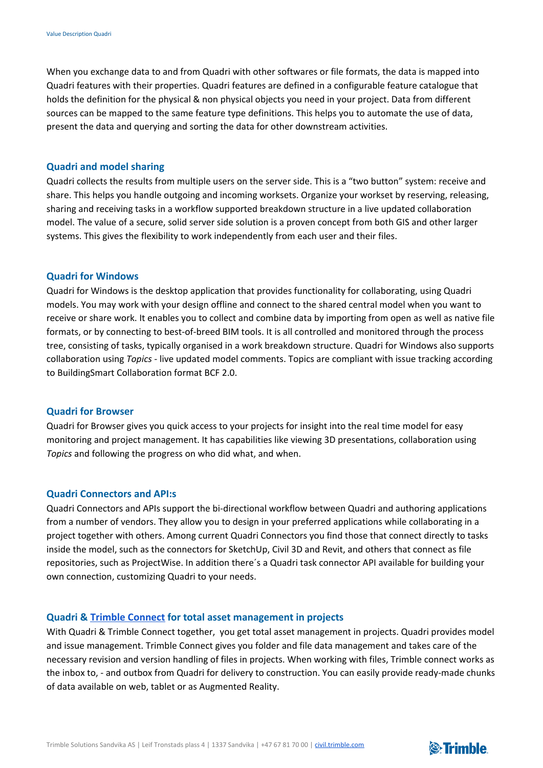When you exchange data to and from Quadri with other softwares or file formats, the data is mapped into Quadri features with their properties. Quadri features are defined in a configurable feature catalogue that holds the definition for the physical & non physical objects you need in your project. Data from different sources can be mapped to the same feature type definitions. This helps you to automate the use of data, present the data and querying and sorting the data for other downstream activities.

## Quadri and model sharing

Quadri collects the results from multiple users on the server side. This is a "two button" system: receive and share. This helps you handle outgoing and incoming worksets. Organize your workset by reserving, releasing, sharing and receiving tasks in a workflow supported breakdown structure in a live updated collaboration model. The value of a secure, solid server side solution is a proven concept from both GIS and other larger systems. This gives the flexibility to work independently from each user and their files.

## Quadri for Windows

Quadri for Windows is the desktop application that provides functionality for collaborating, using Quadri models. You may work with your design offline and connect to the shared central model when you want to receive or share work. It enables you to collect and combine data by importing from open as well as native file formats, or by connecting to best-of-breed BIM tools. It is all controlled and monitored through the process tree, consisting of tasks, typically organised in a work breakdown structure. Quadri for Windows also supports collaboration using *Topics* - live updated model comments. Topics are compliant with issue tracking according to BuildingSmart Collaboration format BCF 2.0.

## Quadri for Browser

Quadri for Browser gives you quick access to your projects for insight into the real time model for easy monitoring and project management. It has capabilities like viewing 3D presentations, collaboration using *Topics* and following the progress on who did what, and when.

## Quadri Connectors and API:s

Quadri Connectors and APIs support the bi-directional workflow between Quadri and authoring applications from a number of vendors. They allow you to design in your preferred applications while collaborating in a project together with others. Among current Quadri Connectors you find those that connect directly to tasks inside the model, such as the connectors for SketchUp, Civil 3D and Revit, and others that connect as file repositories, such as ProjectWise. In addition there´s a Quadri task connector API available for building your own connection, customizing Quadri to your needs.

## Quadri & Trimble Connect for total asset management in projects

With Quadri & Trimble Connect together, you get total asset management in projects. Quadri provides model and issue management. Trimble Connect gives you folder and file data management and takes care of the necessary revision and version handling of files in projects. When working with files, Trimble connect works as the inbox to, - and outbox from Quadri for delivery to construction. You can easily provide ready-made chunks of data available on web, tablet or as Augmented Reality.